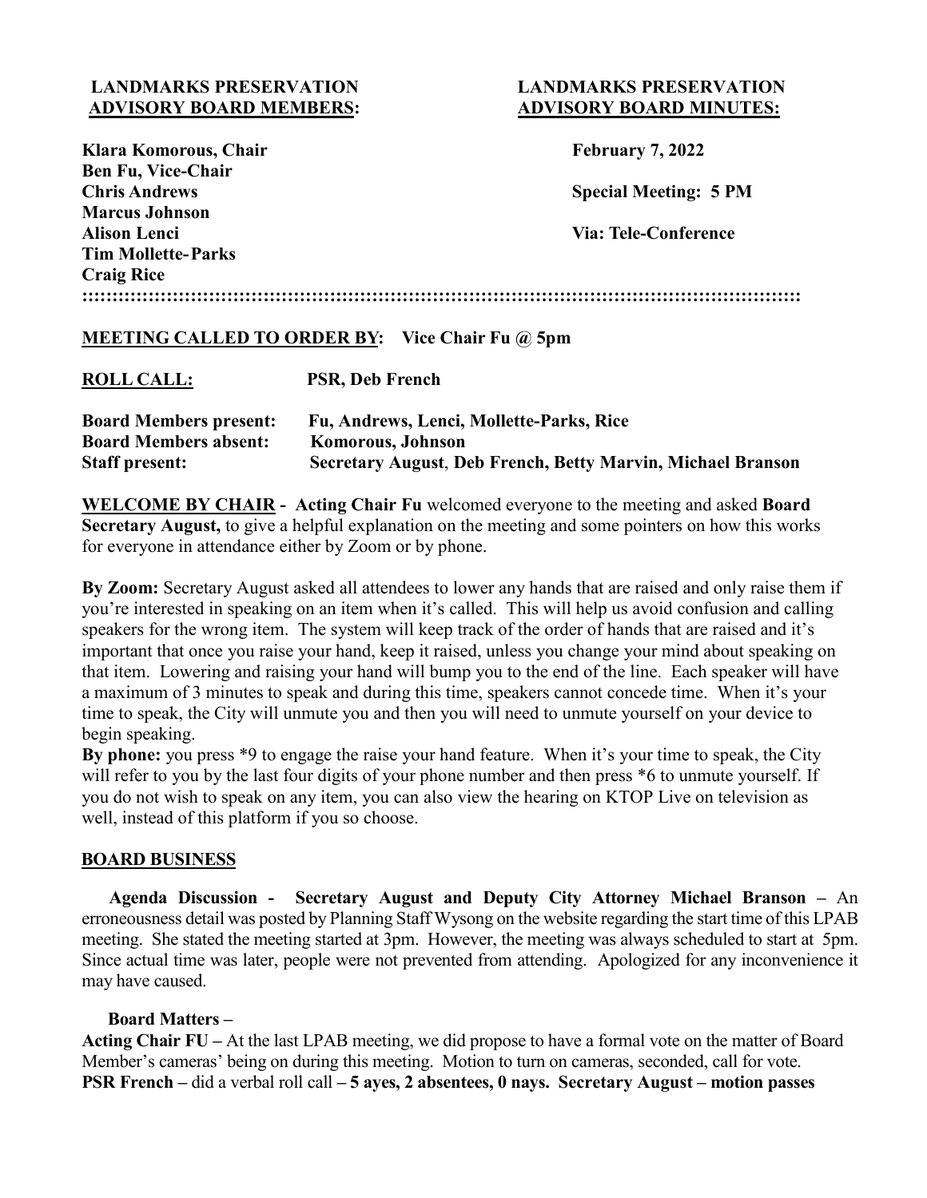**LANDMARKS PRESERVATION ADVISORY BOARD MEMBERS:**

**Klara Komorous, Chair**
**Ben Fu, Vice-Chair**
**Chris Andrews**
**Marcus Johnson**
**Alison Lenci**
**Tim Mollette-Parks**
**Craig Rice**

**LANDMARKS PRESERVATION ADVISORY BOARD MINUTES:**

**February 7, 2022**

**Special Meeting: 5 PM**

**Via: Tele-Conference**

**::::::::::::::::::::::::::::::::::::::::::::::::::::::::::::::::::::::::::::::::::::::::::::::::::::::::::::::::**

**MEETING CALLED TO ORDER BY:** **Vice Chair Fu @ 5pm**

**ROLL CALL:** **PSR, Deb French**

**Board Members present:** **Fu, Andrews, Lenci, Mollette-Parks, Rice**
**Board Members absent:** **Komorous, Johnson**
**Staff present:** **Secretary August, Deb French, Betty Marvin, Michael Branson**

**WELCOME BY CHAIR - Acting Chair Fu** welcomed everyone to the meeting and asked **Board Secretary August,** to give a helpful explanation on the meeting and some pointers on how this works for everyone in attendance either by Zoom or by phone.

**By Zoom:** Secretary August asked all attendees to lower any hands that are raised and only raise them if you're interested in speaking on an item when it's called. This will help us avoid confusion and calling speakers for the wrong item. The system will keep track of the order of hands that are raised and it's important that once you raise your hand, keep it raised, unless you change your mind about speaking on that item. Lowering and raising your hand will bump you to the end of the line. Each speaker will have a maximum of 3 minutes to speak and during this time, speakers cannot concede time. When it's your time to speak, the City will unmute you and then you will need to unmute yourself on your device to begin speaking.

**By phone:** you press *9 to engage the raise your hand feature. When it's your time to speak, the City will refer to you by the last four digits of your phone number and then press *6 to unmute yourself. If you do not wish to speak on any item, you can also view the hearing on KTOP Live on television as well, instead of this platform if you so choose.

**BOARD BUSINESS**

**Agenda Discussion - Secretary August and Deputy City Attorney Michael Branson –** An erroneousness detail was posted by Planning Staff Wysong on the website regarding the start time of this LPAB meeting. She stated the meeting started at 3pm. However, the meeting was always scheduled to start at 5pm. Since actual time was later, people were not prevented from attending. Apologized for any inconvenience it may have caused.

**Board Matters –**

**Acting Chair FU –** At the last LPAB meeting, we did propose to have a formal vote on the matter of Board Member's cameras' being on during this meeting. Motion to turn on cameras, seconded, call for vote.
**PSR French –** did a verbal roll call **– 5 ayes, 2 absentees, 0 nays. Secretary August – motion passes**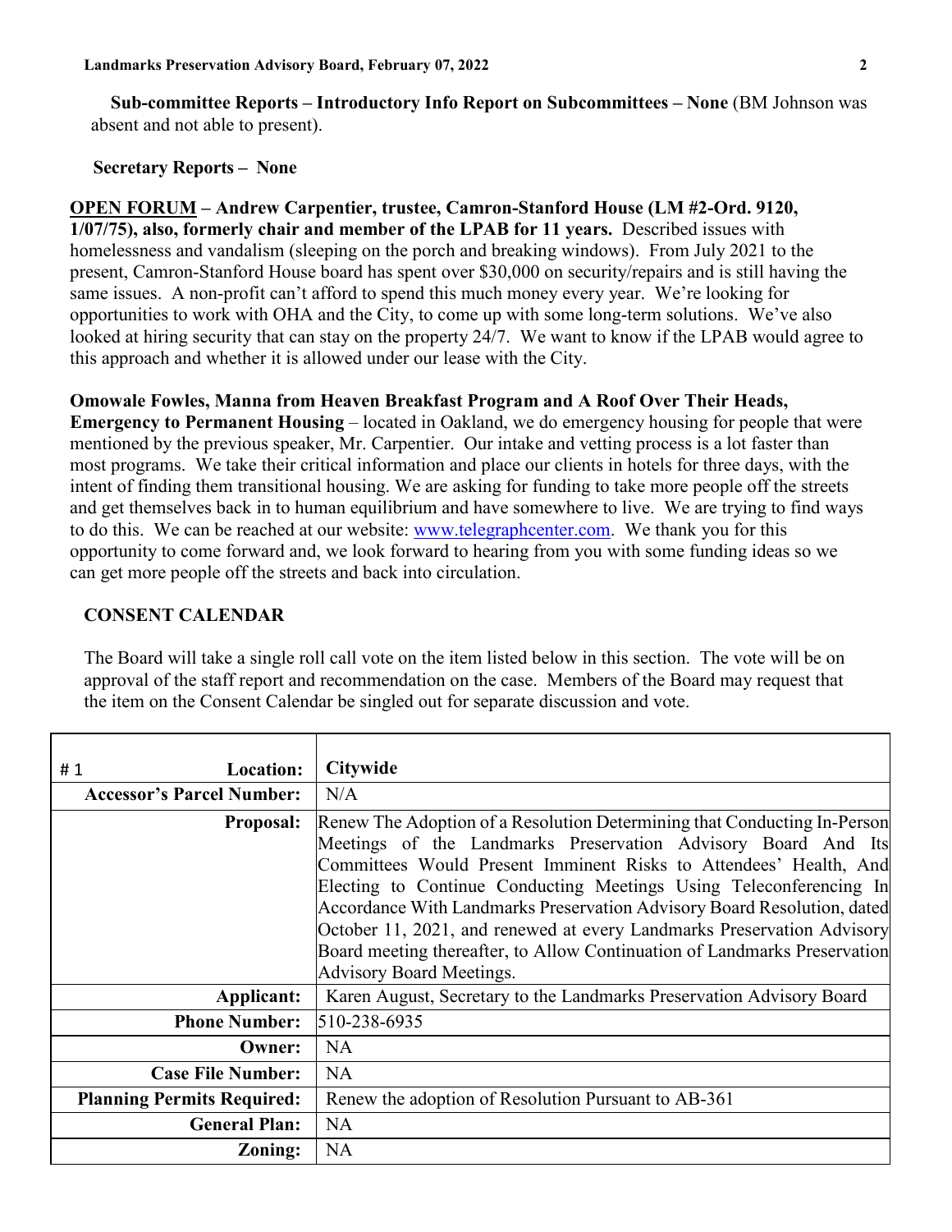**Sub-committee Reports – Introductory Info Report on Subcommittees – None** (BM Johnson was absent and not able to present).

**Secretary Reports – None**

**<u>OPEN FORUM</u> – Andrew Carpentier, trustee, Camron-Stanford House (LM #2-Ord. 9120, 1/07/75), also, formerly chair and member of the LPAB for 11 years.** Described issues with homelessness and vandalism (sleeping on the porch and breaking windows). From July 2021 to the present, Camron-Stanford House board has spent over $30,000 on security/repairs and is still having the same issues. A non-profit can't afford to spend this much money every year. We're looking for opportunities to work with OHA and the City, to come up with some long-term solutions. We've also looked at hiring security that can stay on the property 24/7. We want to know if the LPAB would agree to this approach and whether it is allowed under our lease with the City.

**Omowale Fowles, Manna from Heaven Breakfast Program and A Roof Over Their Heads, Emergency to Permanent Housing** – located in Oakland, we do emergency housing for people that were mentioned by the previous speaker, Mr. Carpentier. Our intake and vetting process is a lot faster than most programs. We take their critical information and place our clients in hotels for three days, with the intent of finding them transitional housing. We are asking for funding to take more people off the streets and get themselves back in to human equilibrium and have somewhere to live. We are trying to find ways to do this. We can be reached at our website: www.telegraphcenter.com. We thank you for this opportunity to come forward and, we look forward to hearing from you with some funding ideas so we can get more people off the streets and back into circulation.

**CONSENT CALENDAR**

The Board will take a single roll call vote on the item listed below in this section. The vote will be on approval of the staff report and recommendation on the case. Members of the Board may request that the item on the Consent Calendar be singled out for separate discussion and vote.

| # 1 **Location:** | **Citywide** |
|---|---|
| **Accessor's Parcel Number:** | N/A |
| **Proposal:** | Renew The Adoption of a Resolution Determining that Conducting In-Person Meetings of the Landmarks Preservation Advisory Board And Its Committees Would Present Imminent Risks to Attendees' Health, And Electing to Continue Conducting Meetings Using Teleconferencing In Accordance With Landmarks Preservation Advisory Board Resolution, dated October 11, 2021, and renewed at every Landmarks Preservation Advisory Board meeting thereafter, to Allow Continuation of Landmarks Preservation Advisory Board Meetings. |
| **Applicant:** | Karen August, Secretary to the Landmarks Preservation Advisory Board |
| **Phone Number:** | 510-238-6935 |
| **Owner:** | NA |
| **Case File Number:** | NA |
| **Planning Permits Required:** | Renew the adoption of Resolution Pursuant to AB-361 |
| **General Plan:** | NA |
| **Zoning:** | NA |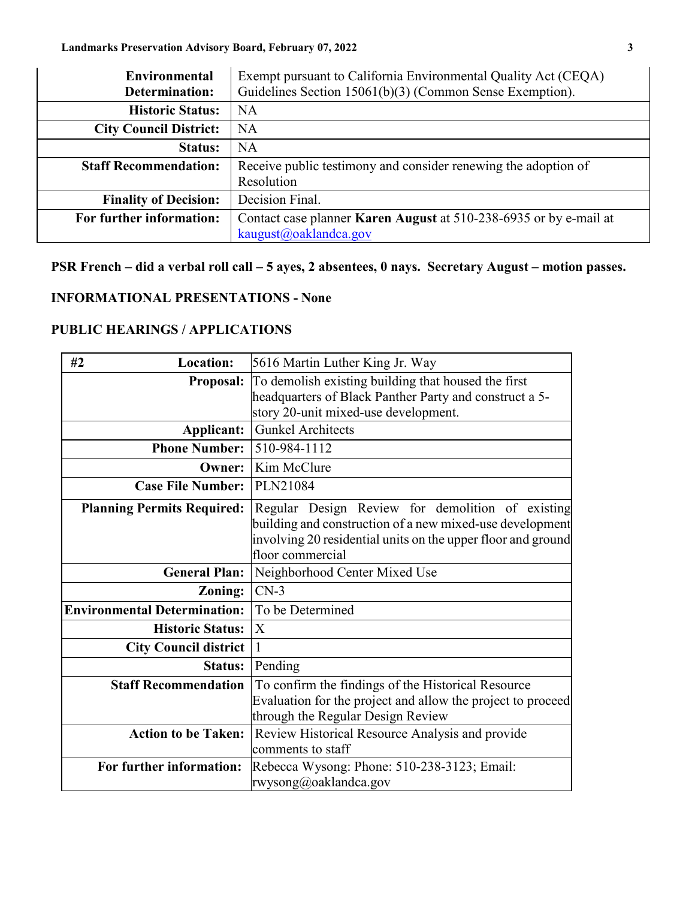| | |
|---|---|
| **Environmental Determination:** | Exempt pursuant to California Environmental Quality Act (CEQA) Guidelines Section 15061(b)(3) (Common Sense Exemption). |
| **Historic Status:** | NA |
| **City Council District:** | NA |
| **Status:** | NA |
| **Staff Recommendation:** | Receive public testimony and consider renewing the adoption of Resolution |
| **Finality of Decision:** | Decision Final. |
| **For further information:** | Contact case planner **Karen August** at 510-238-6935 or by e-mail at kaugust@oaklandca.gov |

**PSR French – did a verbal roll call – 5 ayes, 2 absentees, 0 nays. Secretary August – motion passes.**

## INFORMATIONAL PRESENTATIONS - None

## PUBLIC HEARINGS / APPLICATIONS

| **#2 Location:** | 5616 Martin Luther King Jr. Way |
|---|---|
| **Proposal:** | To demolish existing building that housed the first headquarters of Black Panther Party and construct a 5-story 20-unit mixed-use development. |
| **Applicant:** | Gunkel Architects |
| **Phone Number:** | 510-984-1112 |
| **Owner:** | Kim McClure |
| **Case File Number:** | PLN21084 |
| **Planning Permits Required:** | Regular Design Review for demolition of existing building and construction of a new mixed-use development involving 20 residential units on the upper floor and ground floor commercial |
| **General Plan:** | Neighborhood Center Mixed Use |
| **Zoning:** | CN-3 |
| **Environmental Determination:** | To be Determined |
| **Historic Status:** | X |
| **City Council district** | 1 |
| **Status:** | Pending |
| **Staff Recommendation** | To confirm the findings of the Historical Resource Evaluation for the project and allow the project to proceed through the Regular Design Review |
| **Action to be Taken:** | Review Historical Resource Analysis and provide comments to staff |
| **For further information:** | Rebecca Wysong: Phone: 510-238-3123; Email: rwysong@oaklandca.gov |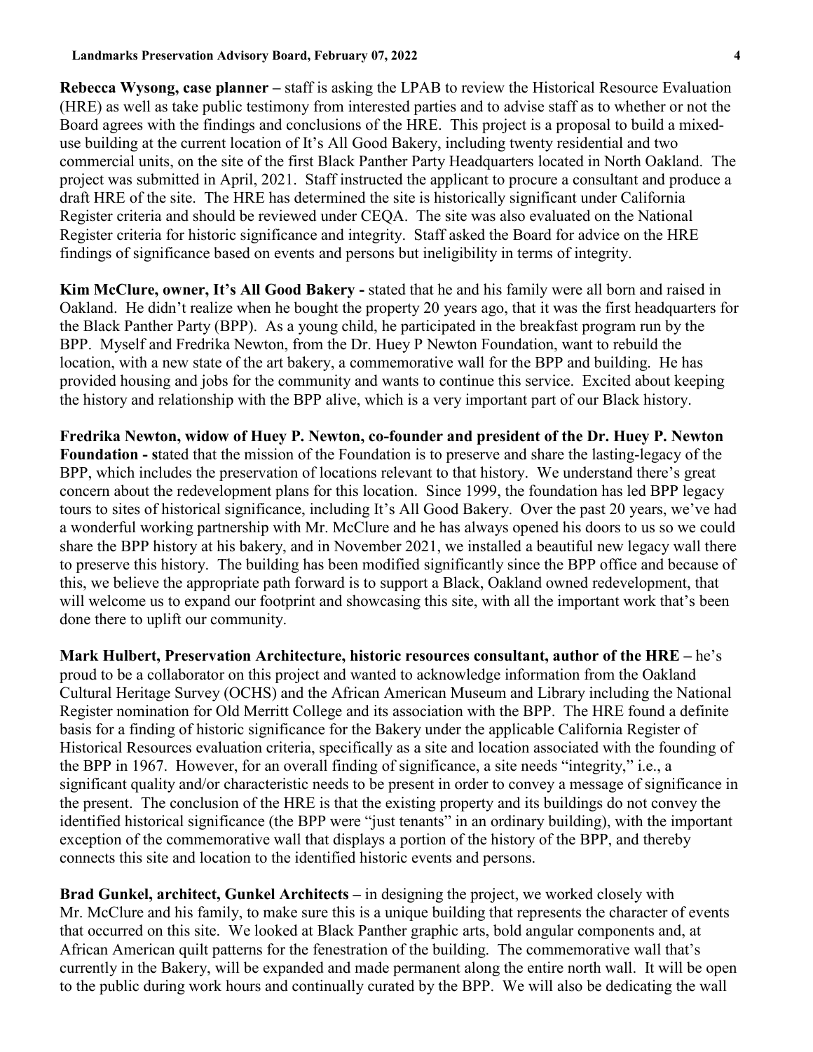**Rebecca Wysong, case planner –** staff is asking the LPAB to review the Historical Resource Evaluation (HRE) as well as take public testimony from interested parties and to advise staff as to whether or not the Board agrees with the findings and conclusions of the HRE. This project is a proposal to build a mixed-use building at the current location of It's All Good Bakery, including twenty residential and two commercial units, on the site of the first Black Panther Party Headquarters located in North Oakland. The project was submitted in April, 2021. Staff instructed the applicant to procure a consultant and produce a draft HRE of the site. The HRE has determined the site is historically significant under California Register criteria and should be reviewed under CEQA. The site was also evaluated on the National Register criteria for historic significance and integrity. Staff asked the Board for advice on the HRE findings of significance based on events and persons but ineligibility in terms of integrity.

**Kim McClure, owner, It's All Good Bakery -** stated that he and his family were all born and raised in Oakland. He didn't realize when he bought the property 20 years ago, that it was the first headquarters for the Black Panther Party (BPP). As a young child, he participated in the breakfast program run by the BPP. Myself and Fredrika Newton, from the Dr. Huey P Newton Foundation, want to rebuild the location, with a new state of the art bakery, a commemorative wall for the BPP and building. He has provided housing and jobs for the community and wants to continue this service. Excited about keeping the history and relationship with the BPP alive, which is a very important part of our Black history.

**Fredrika Newton, widow of Huey P. Newton, co-founder and president of the Dr. Huey P. Newton Foundation - s**tated that the mission of the Foundation is to preserve and share the lasting-legacy of the BPP, which includes the preservation of locations relevant to that history. We understand there's great concern about the redevelopment plans for this location. Since 1999, the foundation has led BPP legacy tours to sites of historical significance, including It's All Good Bakery. Over the past 20 years, we've had a wonderful working partnership with Mr. McClure and he has always opened his doors to us so we could share the BPP history at his bakery, and in November 2021, we installed a beautiful new legacy wall there to preserve this history. The building has been modified significantly since the BPP office and because of this, we believe the appropriate path forward is to support a Black, Oakland owned redevelopment, that will welcome us to expand our footprint and showcasing this site, with all the important work that's been done there to uplift our community.

**Mark Hulbert, Preservation Architecture, historic resources consultant, author of the HRE –** he's proud to be a collaborator on this project and wanted to acknowledge information from the Oakland Cultural Heritage Survey (OCHS) and the African American Museum and Library including the National Register nomination for Old Merritt College and its association with the BPP. The HRE found a definite basis for a finding of historic significance for the Bakery under the applicable California Register of Historical Resources evaluation criteria, specifically as a site and location associated with the founding of the BPP in 1967. However, for an overall finding of significance, a site needs "integrity," i.e., a significant quality and/or characteristic needs to be present in order to convey a message of significance in the present. The conclusion of the HRE is that the existing property and its buildings do not convey the identified historical significance (the BPP were "just tenants" in an ordinary building), with the important exception of the commemorative wall that displays a portion of the history of the BPP, and thereby connects this site and location to the identified historic events and persons.

**Brad Gunkel, architect, Gunkel Architects –** in designing the project, we worked closely with Mr. McClure and his family, to make sure this is a unique building that represents the character of events that occurred on this site. We looked at Black Panther graphic arts, bold angular components and, at African American quilt patterns for the fenestration of the building. The commemorative wall that's currently in the Bakery, will be expanded and made permanent along the entire north wall. It will be open to the public during work hours and continually curated by the BPP. We will also be dedicating the wall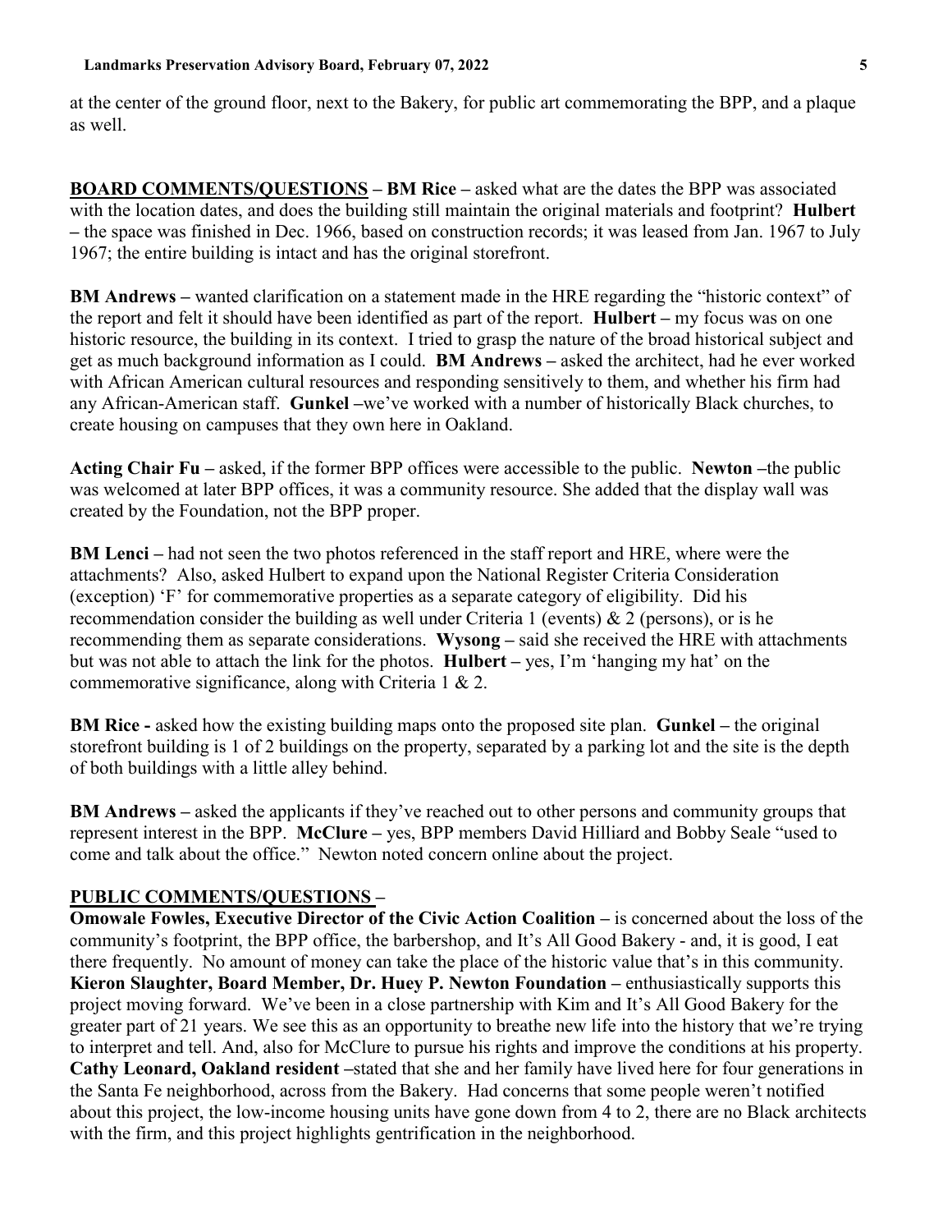at the center of the ground floor, next to the Bakery, for public art commemorating the BPP, and a plaque as well.

**BOARD COMMENTS/QUESTIONS – BM Rice –** asked what are the dates the BPP was associated with the location dates, and does the building still maintain the original materials and footprint? **Hulbert –** the space was finished in Dec. 1966, based on construction records; it was leased from Jan. 1967 to July 1967; the entire building is intact and has the original storefront.

**BM Andrews –** wanted clarification on a statement made in the HRE regarding the "historic context" of the report and felt it should have been identified as part of the report. **Hulbert –** my focus was on one historic resource, the building in its context. I tried to grasp the nature of the broad historical subject and get as much background information as I could. **BM Andrews –** asked the architect, had he ever worked with African American cultural resources and responding sensitively to them, and whether his firm had any African-American staff. **Gunkel –**we've worked with a number of historically Black churches, to create housing on campuses that they own here in Oakland.

**Acting Chair Fu –** asked, if the former BPP offices were accessible to the public. **Newton –**the public was welcomed at later BPP offices, it was a community resource. She added that the display wall was created by the Foundation, not the BPP proper.

**BM Lenci –** had not seen the two photos referenced in the staff report and HRE, where were the attachments? Also, asked Hulbert to expand upon the National Register Criteria Consideration (exception) 'F' for commemorative properties as a separate category of eligibility. Did his recommendation consider the building as well under Criteria 1 (events) & 2 (persons), or is he recommending them as separate considerations. **Wysong –** said she received the HRE with attachments but was not able to attach the link for the photos. **Hulbert –** yes, I'm 'hanging my hat' on the commemorative significance, along with Criteria 1 & 2.

**BM Rice -** asked how the existing building maps onto the proposed site plan. **Gunkel –** the original storefront building is 1 of 2 buildings on the property, separated by a parking lot and the site is the depth of both buildings with a little alley behind.

**BM Andrews –** asked the applicants if they've reached out to other persons and community groups that represent interest in the BPP. **McClure –** yes, BPP members David Hilliard and Bobby Seale "used to come and talk about the office." Newton noted concern online about the project.

**PUBLIC COMMENTS/QUESTIONS –**

**Omowale Fowles, Executive Director of the Civic Action Coalition –** is concerned about the loss of the community's footprint, the BPP office, the barbershop, and It's All Good Bakery - and, it is good, I eat there frequently. No amount of money can take the place of the historic value that's in this community.
**Kieron Slaughter, Board Member, Dr. Huey P. Newton Foundation –** enthusiastically supports this project moving forward. We've been in a close partnership with Kim and It's All Good Bakery for the greater part of 21 years. We see this as an opportunity to breathe new life into the history that we're trying to interpret and tell. And, also for McClure to pursue his rights and improve the conditions at his property.
**Cathy Leonard, Oakland resident –**stated that she and her family have lived here for four generations in the Santa Fe neighborhood, across from the Bakery. Had concerns that some people weren't notified about this project, the low-income housing units have gone down from 4 to 2, there are no Black architects with the firm, and this project highlights gentrification in the neighborhood.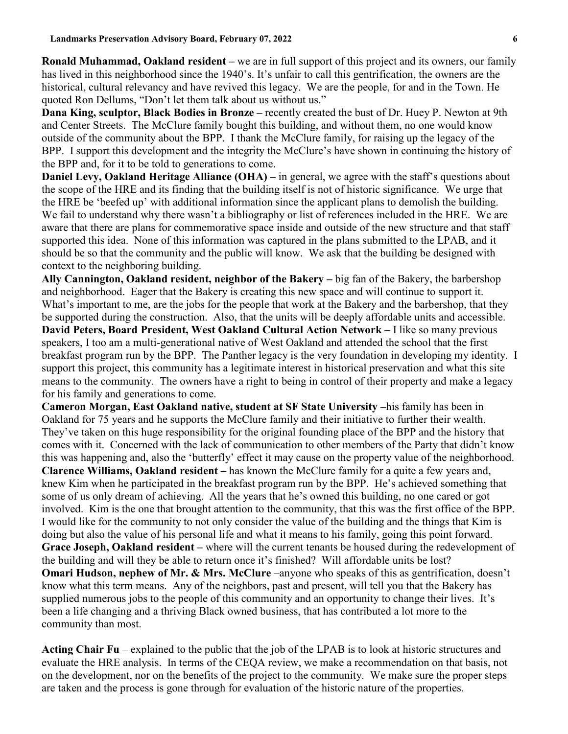**Ronald Muhammad, Oakland resident –** we are in full support of this project and its owners, our family has lived in this neighborhood since the 1940's. It's unfair to call this gentrification, the owners are the historical, cultural relevancy and have revived this legacy. We are the people, for and in the Town. He quoted Ron Dellums, "Don't let them talk about us without us."

**Dana King, sculptor, Black Bodies in Bronze –** recently created the bust of Dr. Huey P. Newton at 9th and Center Streets. The McClure family bought this building, and without them, no one would know outside of the community about the BPP. I thank the McClure family, for raising up the legacy of the BPP. I support this development and the integrity the McClure's have shown in continuing the history of the BPP and, for it to be told to generations to come.

**Daniel Levy, Oakland Heritage Alliance (OHA) –** in general, we agree with the staff's questions about the scope of the HRE and its finding that the building itself is not of historic significance. We urge that the HRE be 'beefed up' with additional information since the applicant plans to demolish the building. We fail to understand why there wasn't a bibliography or list of references included in the HRE. We are aware that there are plans for commemorative space inside and outside of the new structure and that staff supported this idea. None of this information was captured in the plans submitted to the LPAB, and it should be so that the community and the public will know. We ask that the building be designed with context to the neighboring building.

**Ally Cannington, Oakland resident, neighbor of the Bakery –** big fan of the Bakery, the barbershop and neighborhood. Eager that the Bakery is creating this new space and will continue to support it. What's important to me, are the jobs for the people that work at the Bakery and the barbershop, that they be supported during the construction. Also, that the units will be deeply affordable units and accessible.

**David Peters, Board President, West Oakland Cultural Action Network –** I like so many previous speakers, I too am a multi-generational native of West Oakland and attended the school that the first breakfast program run by the BPP. The Panther legacy is the very foundation in developing my identity. I support this project, this community has a legitimate interest in historical preservation and what this site means to the community. The owners have a right to being in control of their property and make a legacy for his family and generations to come.

**Cameron Morgan, East Oakland native, student at SF State University –**his family has been in Oakland for 75 years and he supports the McClure family and their initiative to further their wealth. They've taken on this huge responsibility for the original founding place of the BPP and the history that comes with it. Concerned with the lack of communication to other members of the Party that didn't know this was happening and, also the 'butterfly' effect it may cause on the property value of the neighborhood.

**Clarence Williams, Oakland resident –** has known the McClure family for a quite a few years and, knew Kim when he participated in the breakfast program run by the BPP. He's achieved something that some of us only dream of achieving. All the years that he's owned this building, no one cared or got involved. Kim is the one that brought attention to the community, that this was the first office of the BPP. I would like for the community to not only consider the value of the building and the things that Kim is doing but also the value of his personal life and what it means to his family, going this point forward.

**Grace Joseph, Oakland resident –** where will the current tenants be housed during the redevelopment of the building and will they be able to return once it's finished? Will affordable units be lost?

**Omari Hudson, nephew of Mr. & Mrs. McClure** –anyone who speaks of this as gentrification, doesn't know what this term means. Any of the neighbors, past and present, will tell you that the Bakery has supplied numerous jobs to the people of this community and an opportunity to change their lives. It's been a life changing and a thriving Black owned business, that has contributed a lot more to the community than most.

**Acting Chair Fu** – explained to the public that the job of the LPAB is to look at historic structures and evaluate the HRE analysis. In terms of the CEQA review, we make a recommendation on that basis, not on the development, nor on the benefits of the project to the community. We make sure the proper steps are taken and the process is gone through for evaluation of the historic nature of the properties.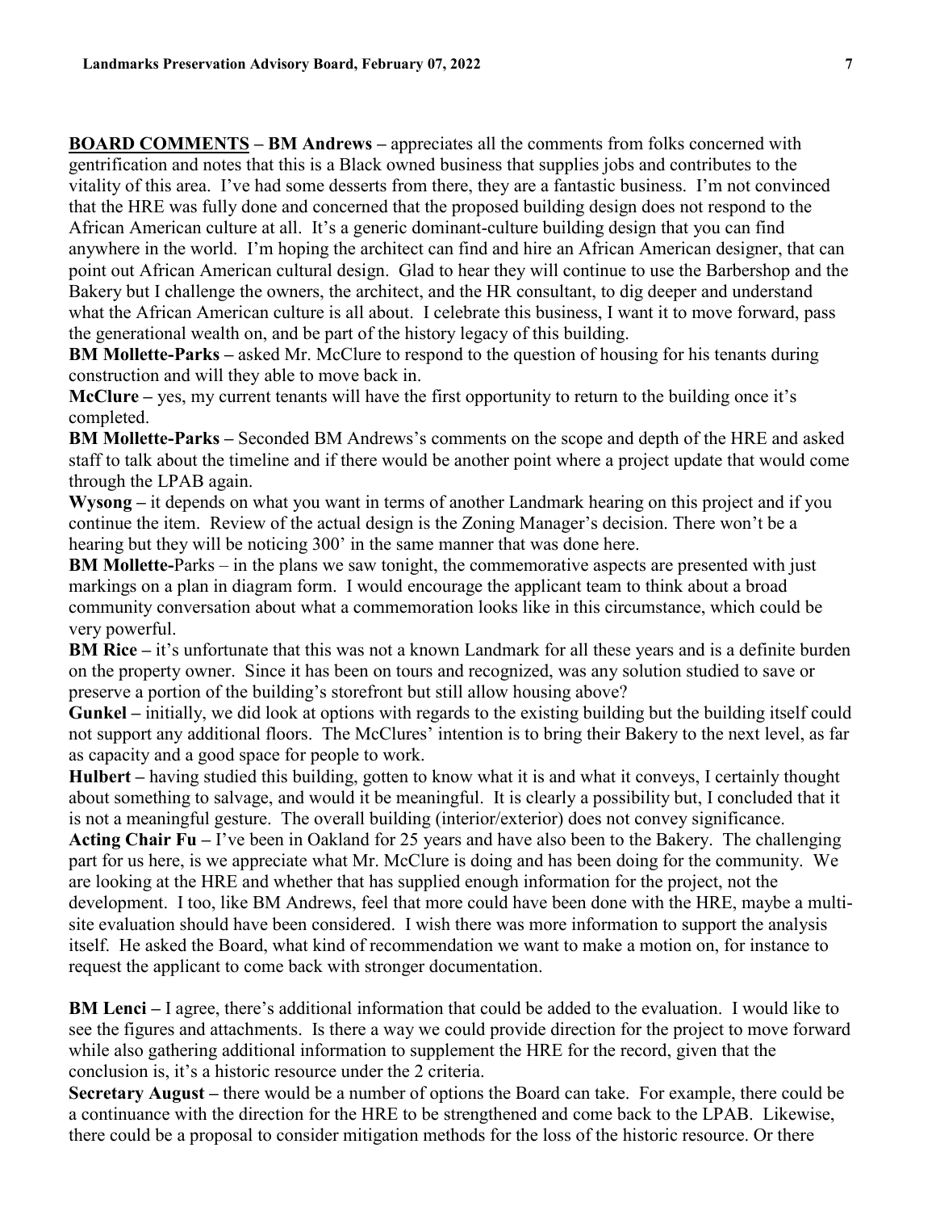**BOARD COMMENTS – BM Andrews –** appreciates all the comments from folks concerned with gentrification and notes that this is a Black owned business that supplies jobs and contributes to the vitality of this area. I've had some desserts from there, they are a fantastic business. I'm not convinced that the HRE was fully done and concerned that the proposed building design does not respond to the African American culture at all. It's a generic dominant-culture building design that you can find anywhere in the world. I'm hoping the architect can find and hire an African American designer, that can point out African American cultural design. Glad to hear they will continue to use the Barbershop and the Bakery but I challenge the owners, the architect, and the HR consultant, to dig deeper and understand what the African American culture is all about. I celebrate this business, I want it to move forward, pass the generational wealth on, and be part of the history legacy of this building.

**BM Mollette-Parks –** asked Mr. McClure to respond to the question of housing for his tenants during construction and will they able to move back in.

**McClure –** yes, my current tenants will have the first opportunity to return to the building once it's completed.

**BM Mollette-Parks –** Seconded BM Andrews's comments on the scope and depth of the HRE and asked staff to talk about the timeline and if there would be another point where a project update that would come through the LPAB again.

**Wysong –** it depends on what you want in terms of another Landmark hearing on this project and if you continue the item. Review of the actual design is the Zoning Manager's decision. There won't be a hearing but they will be noticing 300' in the same manner that was done here.

**BM Mollette-**Parks – in the plans we saw tonight, the commemorative aspects are presented with just markings on a plan in diagram form. I would encourage the applicant team to think about a broad community conversation about what a commemoration looks like in this circumstance, which could be very powerful.

**BM Rice –** it's unfortunate that this was not a known Landmark for all these years and is a definite burden on the property owner. Since it has been on tours and recognized, was any solution studied to save or preserve a portion of the building's storefront but still allow housing above?

**Gunkel –** initially, we did look at options with regards to the existing building but the building itself could not support any additional floors. The McClures' intention is to bring their Bakery to the next level, as far as capacity and a good space for people to work.

**Hulbert –** having studied this building, gotten to know what it is and what it conveys, I certainly thought about something to salvage, and would it be meaningful. It is clearly a possibility but, I concluded that it is not a meaningful gesture. The overall building (interior/exterior) does not convey significance.

**Acting Chair Fu –** I've been in Oakland for 25 years and have also been to the Bakery. The challenging part for us here, is we appreciate what Mr. McClure is doing and has been doing for the community. We are looking at the HRE and whether that has supplied enough information for the project, not the development. I too, like BM Andrews, feel that more could have been done with the HRE, maybe a multi-site evaluation should have been considered. I wish there was more information to support the analysis itself. He asked the Board, what kind of recommendation we want to make a motion on, for instance to request the applicant to come back with stronger documentation.

**BM Lenci –** I agree, there's additional information that could be added to the evaluation. I would like to see the figures and attachments. Is there a way we could provide direction for the project to move forward while also gathering additional information to supplement the HRE for the record, given that the conclusion is, it's a historic resource under the 2 criteria.

**Secretary August –** there would be a number of options the Board can take. For example, there could be a continuance with the direction for the HRE to be strengthened and come back to the LPAB. Likewise, there could be a proposal to consider mitigation methods for the loss of the historic resource. Or there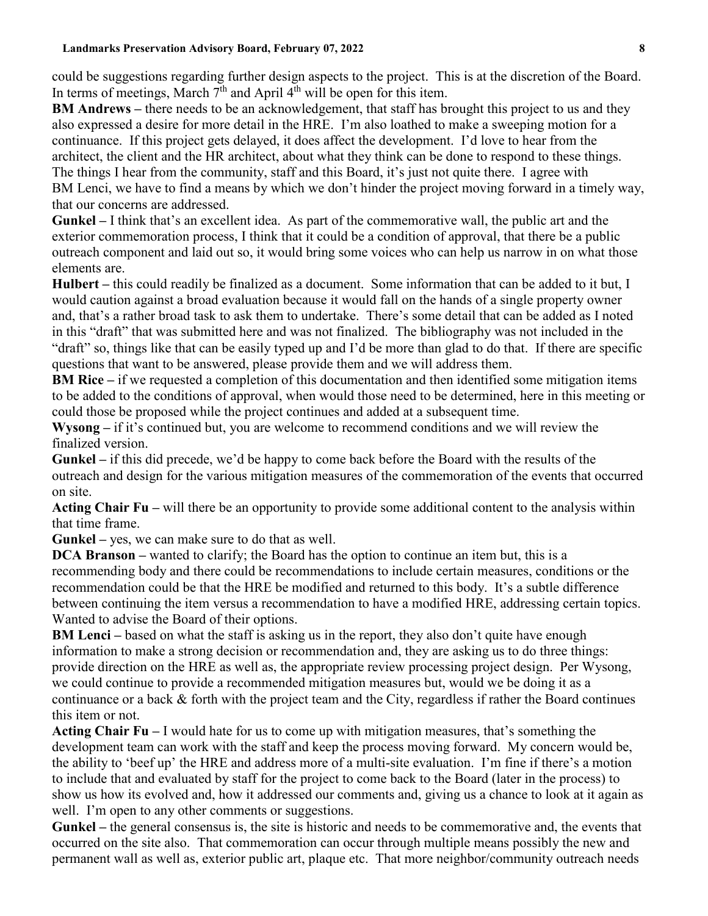could be suggestions regarding further design aspects to the project. This is at the discretion of the Board. In terms of meetings, March 7th and April 4th will be open for this item.

**BM Andrews –** there needs to be an acknowledgement, that staff has brought this project to us and they also expressed a desire for more detail in the HRE. I'm also loathed to make a sweeping motion for a continuance. If this project gets delayed, it does affect the development. I'd love to hear from the architect, the client and the HR architect, about what they think can be done to respond to these things. The things I hear from the community, staff and this Board, it's just not quite there. I agree with BM Lenci, we have to find a means by which we don't hinder the project moving forward in a timely way, that our concerns are addressed.

**Gunkel –** I think that's an excellent idea. As part of the commemorative wall, the public art and the exterior commemoration process, I think that it could be a condition of approval, that there be a public outreach component and laid out so, it would bring some voices who can help us narrow in on what those elements are.

**Hulbert –** this could readily be finalized as a document. Some information that can be added to it but, I would caution against a broad evaluation because it would fall on the hands of a single property owner and, that's a rather broad task to ask them to undertake. There's some detail that can be added as I noted in this "draft" that was submitted here and was not finalized. The bibliography was not included in the "draft" so, things like that can be easily typed up and I'd be more than glad to do that. If there are specific questions that want to be answered, please provide them and we will address them.

**BM Rice –** if we requested a completion of this documentation and then identified some mitigation items to be added to the conditions of approval, when would those need to be determined, here in this meeting or could those be proposed while the project continues and added at a subsequent time.

**Wysong –** if it's continued but, you are welcome to recommend conditions and we will review the finalized version.

**Gunkel –** if this did precede, we'd be happy to come back before the Board with the results of the outreach and design for the various mitigation measures of the commemoration of the events that occurred on site.

**Acting Chair Fu –** will there be an opportunity to provide some additional content to the analysis within that time frame.

**Gunkel –** yes, we can make sure to do that as well.

**DCA Branson –** wanted to clarify; the Board has the option to continue an item but, this is a recommending body and there could be recommendations to include certain measures, conditions or the recommendation could be that the HRE be modified and returned to this body. It's a subtle difference between continuing the item versus a recommendation to have a modified HRE, addressing certain topics. Wanted to advise the Board of their options.

**BM Lenci –** based on what the staff is asking us in the report, they also don't quite have enough information to make a strong decision or recommendation and, they are asking us to do three things: provide direction on the HRE as well as, the appropriate review processing project design. Per Wysong, we could continue to provide a recommended mitigation measures but, would we be doing it as a continuance or a back & forth with the project team and the City, regardless if rather the Board continues this item or not.

**Acting Chair Fu –** I would hate for us to come up with mitigation measures, that's something the development team can work with the staff and keep the process moving forward. My concern would be, the ability to 'beef up' the HRE and address more of a multi-site evaluation. I'm fine if there's a motion to include that and evaluated by staff for the project to come back to the Board (later in the process) to show us how its evolved and, how it addressed our comments and, giving us a chance to look at it again as well. I'm open to any other comments or suggestions.

**Gunkel –** the general consensus is, the site is historic and needs to be commemorative and, the events that occurred on the site also. That commemoration can occur through multiple means possibly the new and permanent wall as well as, exterior public art, plaque etc. That more neighbor/community outreach needs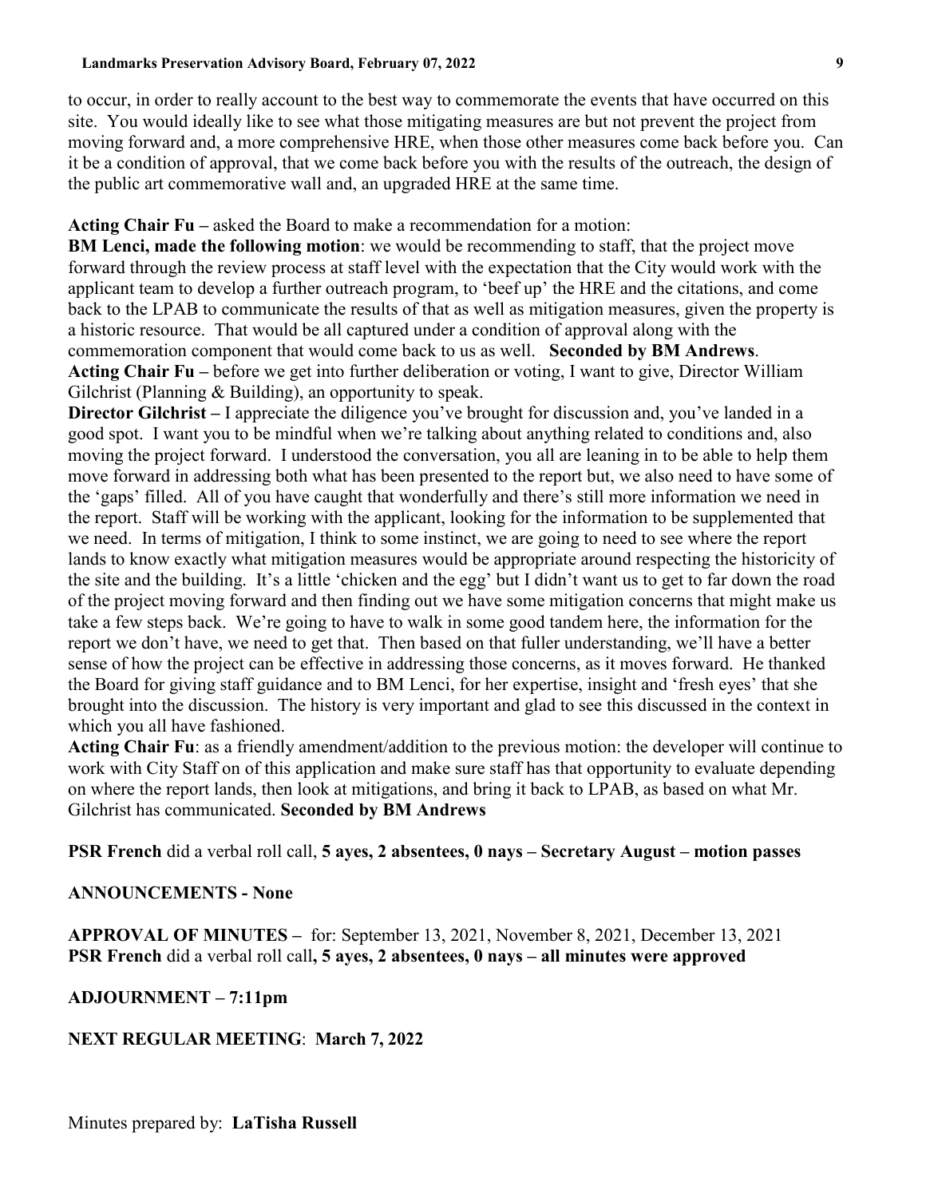to occur, in order to really account to the best way to commemorate the events that have occurred on this site. You would ideally like to see what those mitigating measures are but not prevent the project from moving forward and, a more comprehensive HRE, when those other measures come back before you. Can it be a condition of approval, that we come back before you with the results of the outreach, the design of the public art commemorative wall and, an upgraded HRE at the same time.

**Acting Chair Fu –** asked the Board to make a recommendation for a motion:

**BM Lenci, made the following motion**: we would be recommending to staff, that the project move forward through the review process at staff level with the expectation that the City would work with the applicant team to develop a further outreach program, to 'beef up' the HRE and the citations, and come back to the LPAB to communicate the results of that as well as mitigation measures, given the property is a historic resource. That would be all captured under a condition of approval along with the commemoration component that would come back to us as well. **Seconded by BM Andrews**.

**Acting Chair Fu –** before we get into further deliberation or voting, I want to give, Director William Gilchrist (Planning & Building), an opportunity to speak.

**Director Gilchrist –** I appreciate the diligence you've brought for discussion and, you've landed in a good spot. I want you to be mindful when we're talking about anything related to conditions and, also moving the project forward. I understood the conversation, you all are leaning in to be able to help them move forward in addressing both what has been presented to the report but, we also need to have some of the 'gaps' filled. All of you have caught that wonderfully and there's still more information we need in the report. Staff will be working with the applicant, looking for the information to be supplemented that we need. In terms of mitigation, I think to some instinct, we are going to need to see where the report lands to know exactly what mitigation measures would be appropriate around respecting the historicity of the site and the building. It's a little 'chicken and the egg' but I didn't want us to get to far down the road of the project moving forward and then finding out we have some mitigation concerns that might make us take a few steps back. We're going to have to walk in some good tandem here, the information for the report we don't have, we need to get that. Then based on that fuller understanding, we'll have a better sense of how the project can be effective in addressing those concerns, as it moves forward. He thanked the Board for giving staff guidance and to BM Lenci, for her expertise, insight and 'fresh eyes' that she brought into the discussion. The history is very important and glad to see this discussed in the context in which you all have fashioned.

**Acting Chair Fu**: as a friendly amendment/addition to the previous motion: the developer will continue to work with City Staff on of this application and make sure staff has that opportunity to evaluate depending on where the report lands, then look at mitigations, and bring it back to LPAB, as based on what Mr. Gilchrist has communicated. **Seconded by BM Andrews**

**PSR French** did a verbal roll call, **5 ayes, 2 absentees, 0 nays – Secretary August – motion passes**

**ANNOUNCEMENTS - None**

**APPROVAL OF MINUTES –** for: September 13, 2021, November 8, 2021, December 13, 2021

**PSR French** did a verbal roll call**, 5 ayes, 2 absentees, 0 nays – all minutes were approved**

**ADJOURNMENT – 7:11pm**

**NEXT REGULAR MEETING**: **March 7, 2022**

Minutes prepared by: **LaTisha Russell**